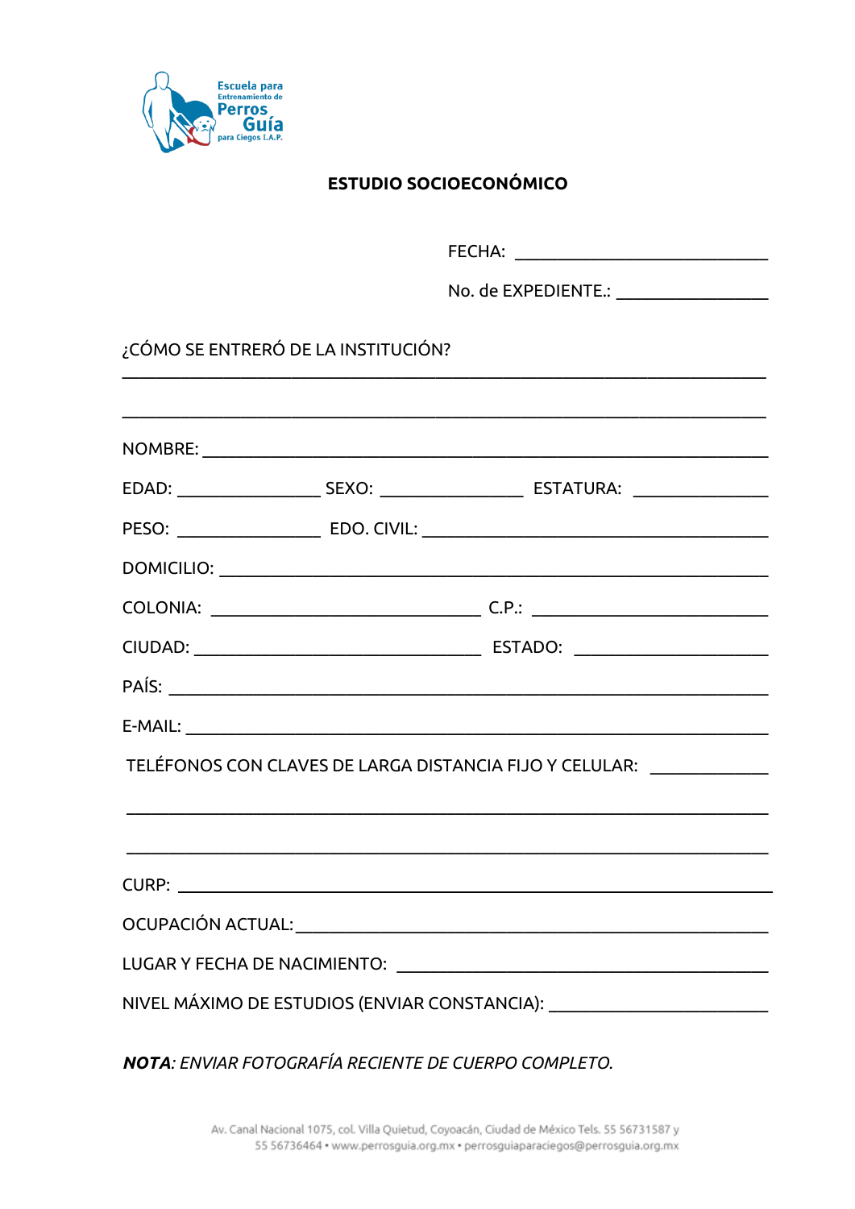Escuela para Entrenamiento de Perros Guía para Ciegos I.A.P.

# ESTUDIO SOCIOECONÓMICO

FECHA: ______________________________

No. de EXPEDIENTE.: ________________

¿CÓMO SE ENTRERÓ DE LA INSTITUCIÓN?
___________________________________________________________________________

___________________________________________________________________________

NOMBRE: ___________________________________________________________________

EDAD: ________________ SEXO: ________________ ESTATURA: _______________

PESO: ________________ EDO. CIVIL: ________________________________________

DOMICILIO: _________________________________________________________________

COLONIA: ________________________________ C.P.: ___________________________

CIUDAD: _________________________________ ESTADO: _______________________

PAÍS: ______________________________________________________________________

E-MAIL: ____________________________________________________________________

TELÉFONOS CON CLAVES DE LARGA DISTANCIA FIJO Y CELULAR: _____________

___________________________________________________________________________

___________________________________________________________________________

CURP: _____________________________________________________________________

OCUPACIÓN ACTUAL: _________________________________________________________

LUGAR Y FECHA DE NACIMIENTO: ______________________________________________

NIVEL MÁXIMO DE ESTUDIOS (ENVIAR CONSTANCIA): _________________________

***NOTA**: ENVIAR FOTOGRAFÍA RECIENTE DE CUERPO COMPLETO.*

Av. Canal Nacional 1075, col. Villa Quietud, Coyoacán, Ciudad de México Tels. 55 56731587 y 55 56736464 • www.perrosguia.org.mx • perrosguiaparaciegos@perrosguia.org.mx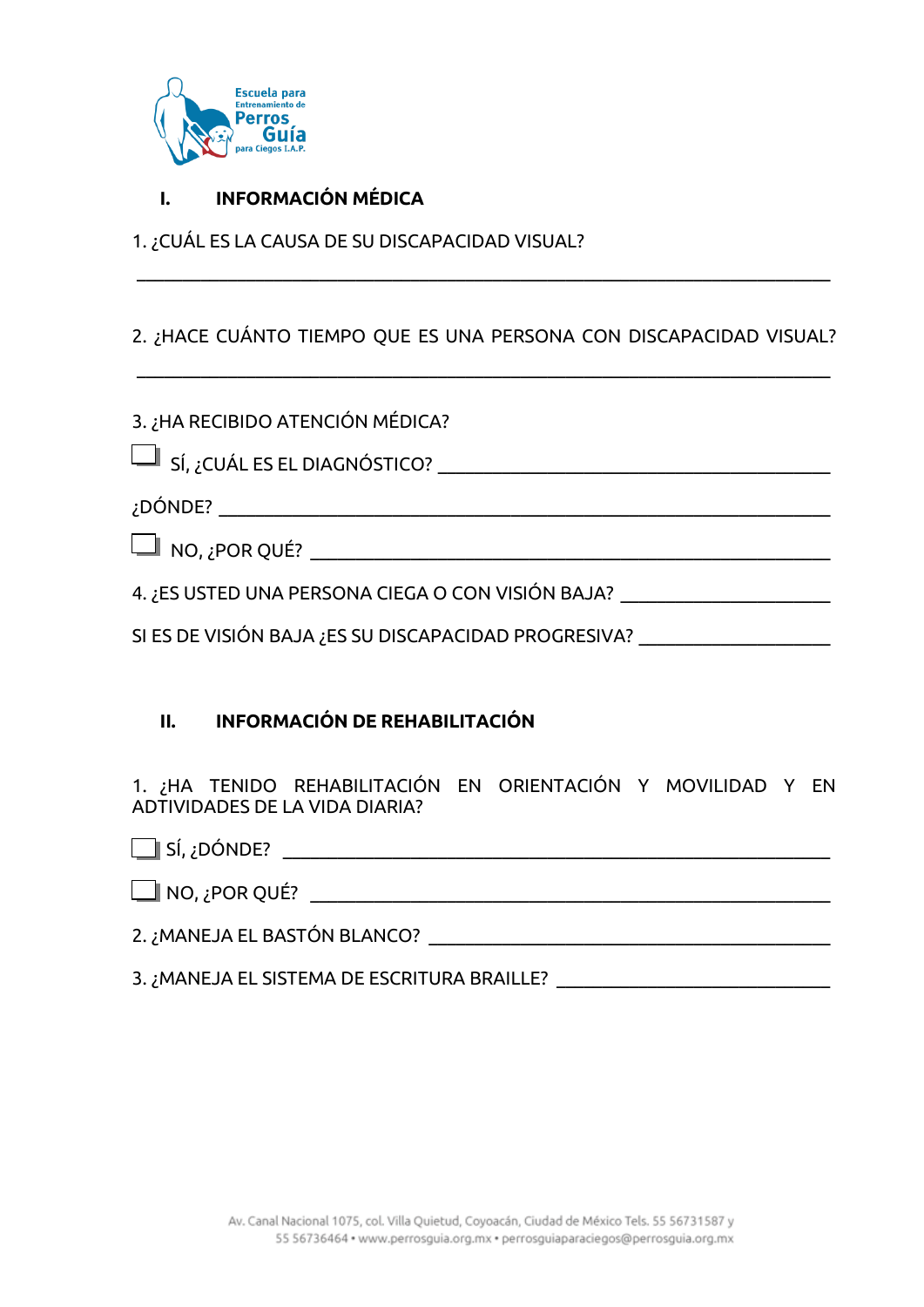## I. INFORMACIÓN MÉDICA

1. ¿CUÁL ES LA CAUSA DE SU DISCAPACIDAD VISUAL?

___________________________________________________________________________

2. ¿HACE CUÁNTO TIEMPO QUE ES UNA PERSONA CON DISCAPACIDAD VISUAL?

___________________________________________________________________________

3. ¿HA RECIBIDO ATENCIÓN MÉDICA?

☐ SÍ, ¿CUÁL ES EL DIAGNÓSTICO? ________________________________________

¿DÓNDE? ________________________________________________________________

☐ NO, ¿POR QUÉ? _________________________________________________________

4. ¿ES USTED UNA PERSONA CIEGA O CON VISIÓN BAJA? _____________________

SI ES DE VISIÓN BAJA ¿ES SU DISCAPACIDAD PROGRESIVA? __________________

## II. INFORMACIÓN DE REHABILITACIÓN

1. ¿HA TENIDO REHABILITACIÓN EN ORIENTACIÓN Y MOVILIDAD Y EN ADTIVIDADES DE LA VIDA DIARIA?

☐ SÍ, ¿DÓNDE? ____________________________________________________________

☐ NO, ¿POR QUÉ? _________________________________________________________

2. ¿MANEJA EL BASTÓN BLANCO? __________________________________________

3. ¿MANEJA EL SISTEMA DE ESCRITURA BRAILLE? ____________________________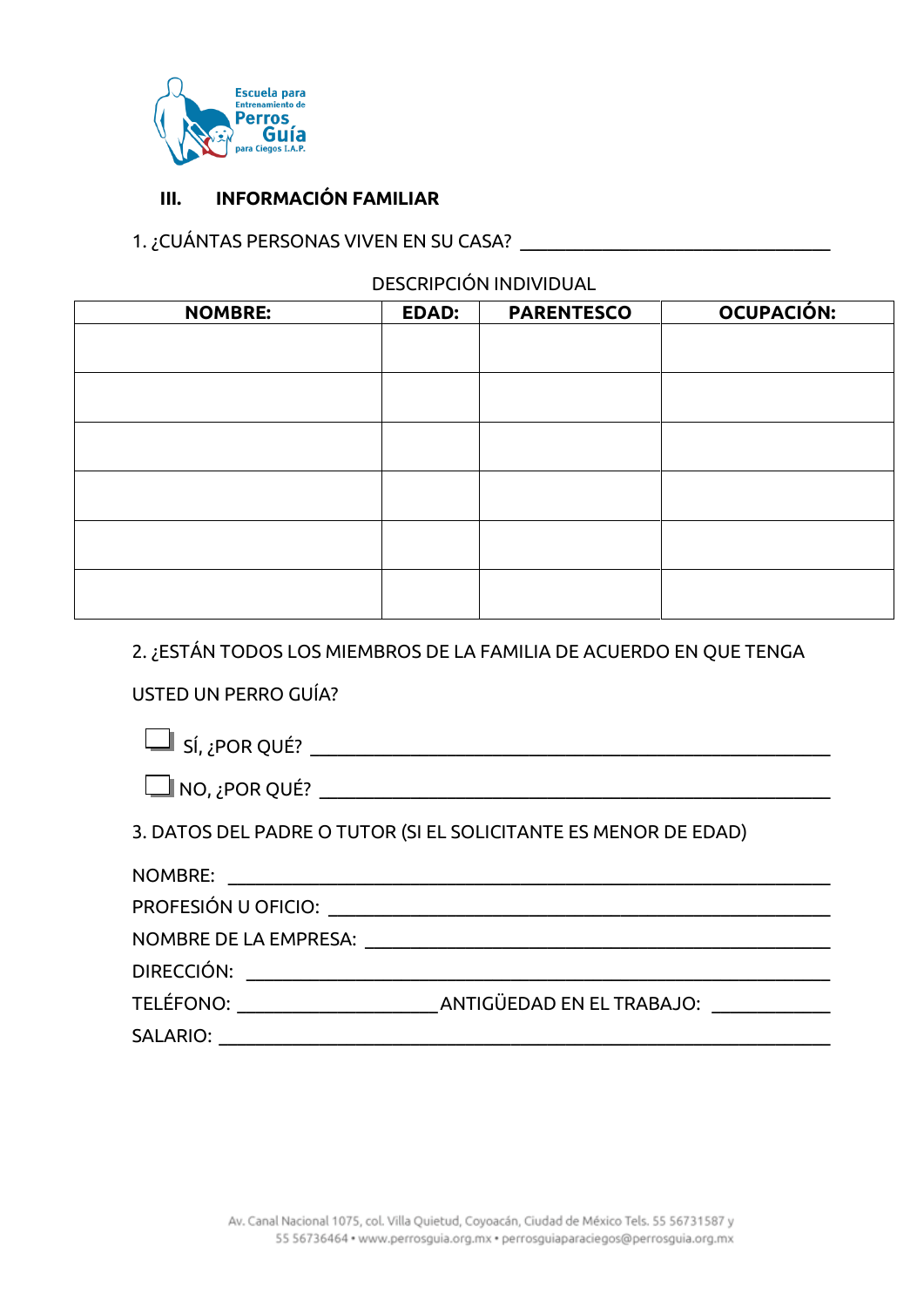Escuela para Entrenamiento de Perros Guía para Ciegos I.A.P.

## III. INFORMACIÓN FAMILIAR

1. ¿CUÁNTAS PERSONAS VIVEN EN SU CASA? ________________________________

DESCRIPCIÓN INDIVIDUAL

| NOMBRE: | EDAD: | PARENTESCO | OCUPACIÓN: |
|---|---|---|---|
| | | | |
| | | | |
| | | | |
| | | | |
| | | | |
| | | | |

2. ¿ESTÁN TODOS LOS MIEMBROS DE LA FAMILIA DE ACUERDO EN QUE TENGA USTED UN PERRO GUÍA?

☐ SÍ, ¿POR QUÉ? ______________________________________________________

☐ NO, ¿POR QUÉ? _____________________________________________________

3. DATOS DEL PADRE O TUTOR (SI EL SOLICITANTE ES MENOR DE EDAD)

NOMBRE: _____________________________________________________________

PROFESIÓN U OFICIO: ___________________________________________________

NOMBRE DE LA EMPRESA: ________________________________________________

DIRECCIÓN: ___________________________________________________________

TELÉFONO: _____________________ ANTIGÜEDAD EN EL TRABAJO: ____________

SALARIO: _____________________________________________________________

Av. Canal Nacional 1075, col. Villa Quietud, Coyoacán, Ciudad de México Tels. 55 56731587 y 55 56736464 • www.perrosguia.org.mx • perrosguiaparaciegos@perrosguia.org.mx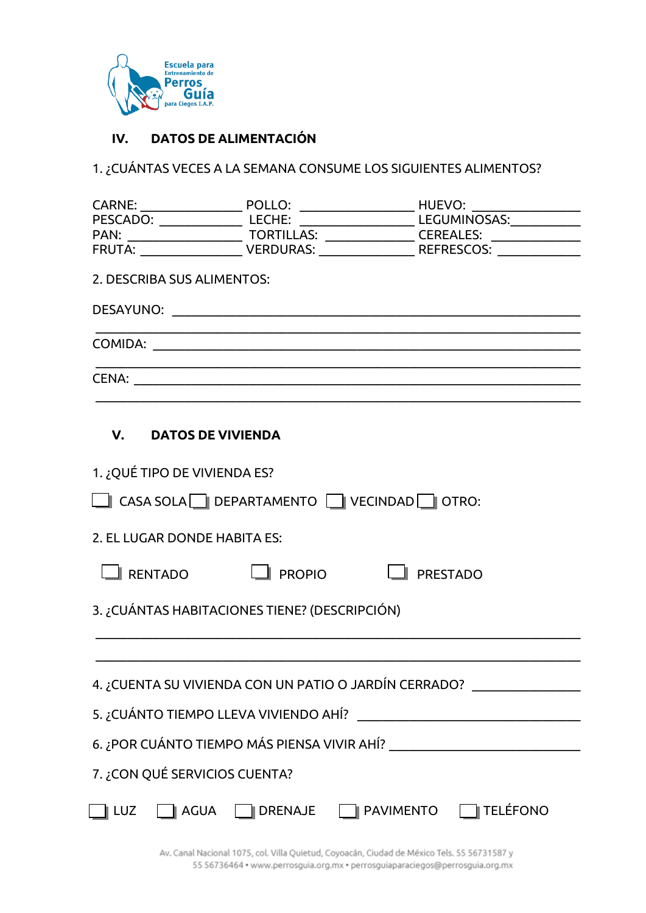Escuela para Entrenamiento de Perros Guía para Ciegos I.A.P.

## IV. DATOS DE ALIMENTACIÓN

1. ¿CUÁNTAS VECES A LA SEMANA CONSUME LOS SIGUIENTES ALIMENTOS?

CARNE: _______________ POLLO: _________________ HUEVO: ________________
PESCADO: ____________ LECHE: _________________ LEGUMINOSAS: __________
PAN: _________________ TORTILLAS: _____________ CEREALES: _____________
FRUTA: _______________ VERDURAS: ______________ REFRESCOS: ____________

2. DESCRIBA SUS ALIMENTOS:

DESAYUNO: ___________________________________________________________
_____________________________________________________________________

COMIDA: _____________________________________________________________
_____________________________________________________________________

CENA: _______________________________________________________________
_____________________________________________________________________

## V. DATOS DE VIVIENDA

1. ¿QUÉ TIPO DE VIVIENDA ES?

☐ CASA SOLA ☐ DEPARTAMENTO ☐ VECINDAD ☐ OTRO:

2. EL LUGAR DONDE HABITA ES:

☐ RENTADO ☐ PROPIO ☐ PRESTADO

3. ¿CUÁNTAS HABITACIONES TIENE? (DESCRIPCIÓN)

_____________________________________________________________________
_____________________________________________________________________

4. ¿CUENTA SU VIVIENDA CON UN PATIO O JARDÍN CERRADO? ________________

5. ¿CUÁNTO TIEMPO LLEVA VIVIENDO AHÍ? ___________________________________

6. ¿POR CUÁNTO TIEMPO MÁS PIENSA VIVIR AHÍ? _____________________________

7. ¿CON QUÉ SERVICIOS CUENTA?

☐ LUZ ☐ AGUA ☐ DRENAJE ☐ PAVIMENTO ☐ TELÉFONO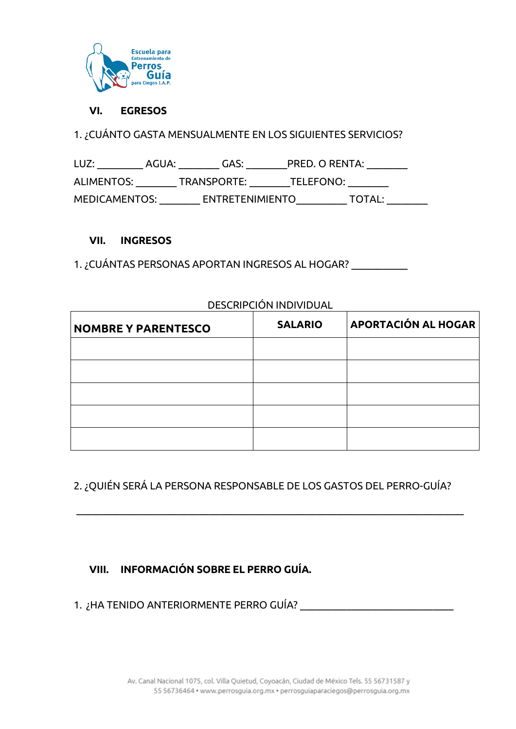## VI. EGRESOS

1. ¿CUÁNTO GASTA MENSUALMENTE EN LOS SIGUIENTES SERVICIOS?

LUZ: ________ AGUA: _______ GAS: _______PRED. O RENTA: _______

ALIMENTOS: _______ TRANSPORTE: _______TELEFONO: _______

MEDICAMENTOS: _______ ENTRETENIMIENTO_________ TOTAL: _______

## VII. INGRESOS

1. ¿CUÁNTAS PERSONAS APORTAN INGRESOS AL HOGAR? __________

DESCRIPCIÓN INDIVIDUAL

| NOMBRE Y PARENTESCO | SALARIO | APORTACIÓN AL HOGAR |
|---|---|---|
| | | |
| | | |
| | | |
| | | |
| | | |

2. ¿QUIÉN SERÁ LA PERSONA RESPONSABLE DE LOS GASTOS DEL PERRO-GUÍA?

______________________________________________________________________

## VIII. INFORMACIÓN SOBRE EL PERRO GUÍA.

1. ¿HA TENIDO ANTERIORMENTE PERRO GUÍA? ____________________________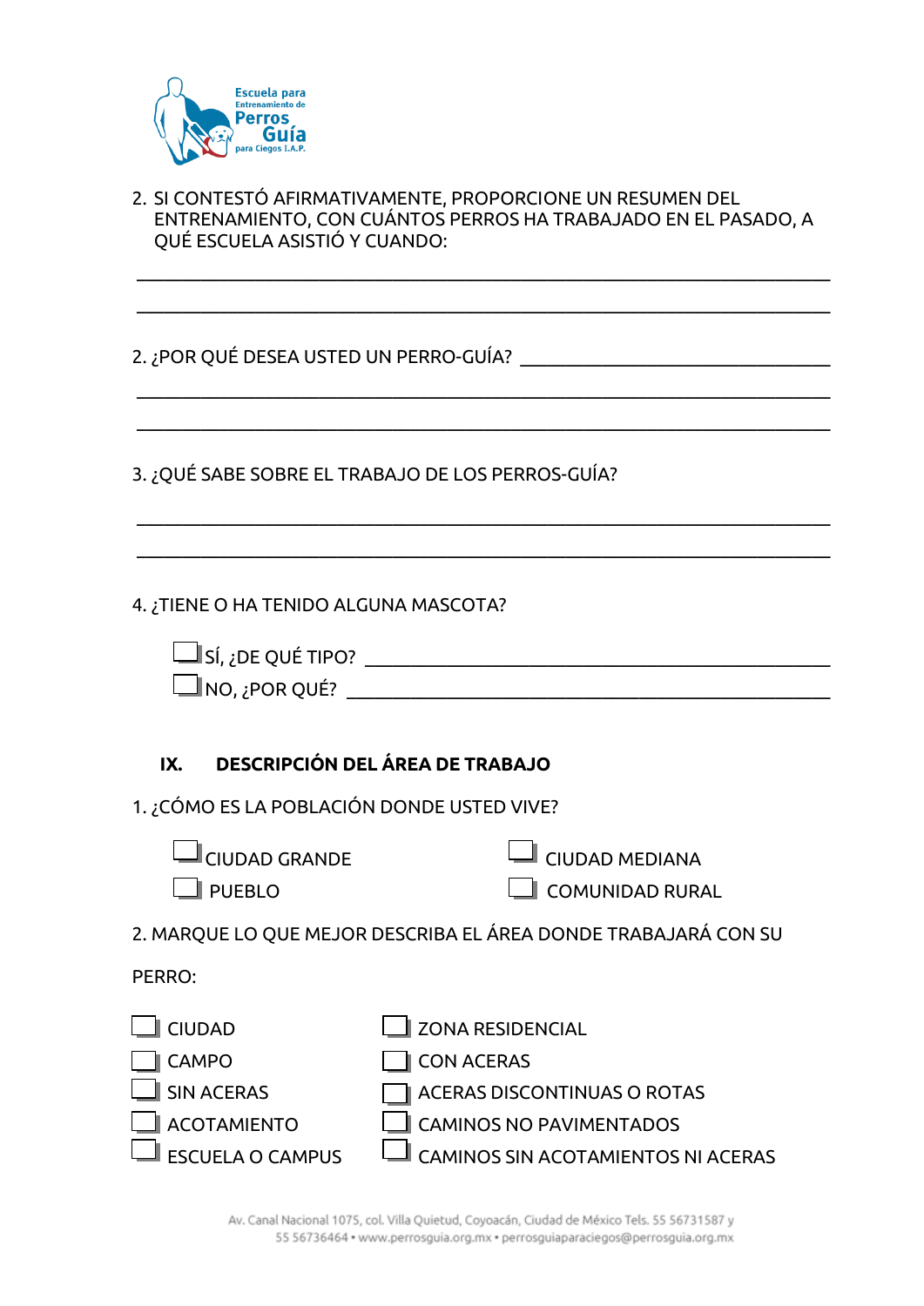2. SI CONTESTÓ AFIRMATIVAMENTE, PROPORCIONE UN RESUMEN DEL ENTRENAMIENTO, CON CUÁNTOS PERROS HA TRABAJADO EN EL PASADO, A QUÉ ESCUELA ASISTIÓ Y CUANDO:

___________________________________________________________________________

___________________________________________________________________________

2. ¿POR QUÉ DESEA USTED UN PERRO-GUÍA? ______________________________

___________________________________________________________________________

___________________________________________________________________________

3. ¿QUÉ SABE SOBRE EL TRABAJO DE LOS PERROS-GUÍA?

___________________________________________________________________________

___________________________________________________________________________

4. ¿TIENE O HA TENIDO ALGUNA MASCOTA?

- ☐ SÍ, ¿DE QUÉ TIPO? ___________________________________________
- ☐ NO, ¿POR QUÉ? _____________________________________________

## IX. DESCRIPCIÓN DEL ÁREA DE TRABAJO

1. ¿CÓMO ES LA POBLACIÓN DONDE USTED VIVE?

- ☐ CIUDAD GRANDE
- ☐ CIUDAD MEDIANA
- ☐ PUEBLO
- ☐ COMUNIDAD RURAL

2. MARQUE LO QUE MEJOR DESCRIBA EL ÁREA DONDE TRABAJARÁ CON SU PERRO:

- ☐ CIUDAD
- ☐ ZONA RESIDENCIAL
- ☐ CAMPO
- ☐ CON ACERAS
- ☐ SIN ACERAS
- ☐ ACERAS DISCONTINUAS O ROTAS
- ☐ ACOTAMIENTO
- ☐ CAMINOS NO PAVIMENTADOS
- ☐ ESCUELA O CAMPUS
- ☐ CAMINOS SIN ACOTAMIENTOS NI ACERAS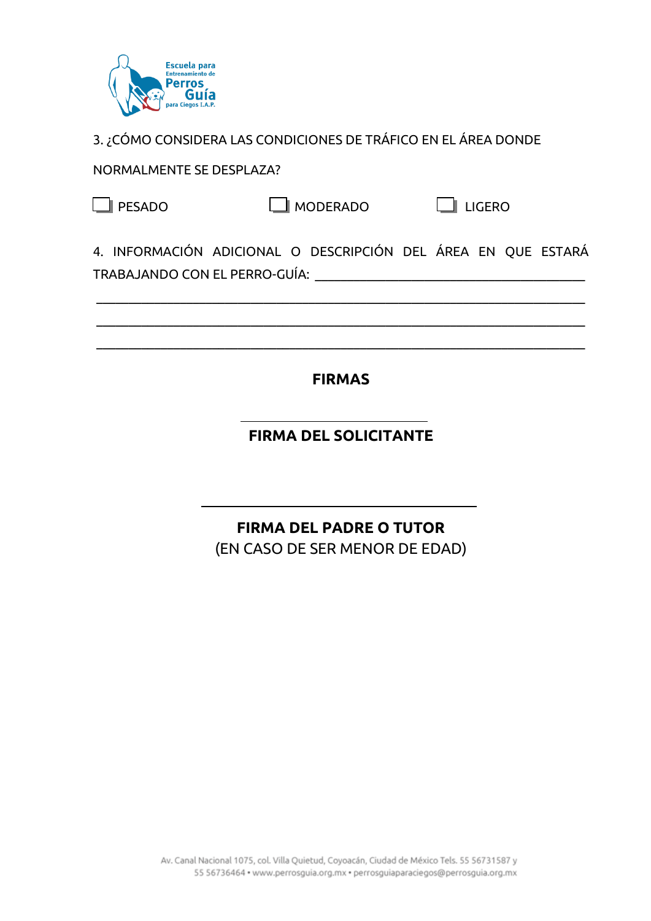3. ¿CÓMO CONSIDERA LAS CONDICIONES DE TRÁFICO EN EL ÁREA DONDE NORMALMENTE SE DESPLAZA?

☐ PESADO ☐ MODERADO ☐ LIGERO

4. INFORMACIÓN ADICIONAL O DESCRIPCIÓN DEL ÁREA EN QUE ESTARÁ TRABAJANDO CON EL PERRO-GUÍA: ________________________________________

______________________________________________________________________

______________________________________________________________________

______________________________________________________________________

## FIRMAS

______________________________

**FIRMA DEL SOLICITANTE**

______________________________

**FIRMA DEL PADRE O TUTOR**

(EN CASO DE SER MENOR DE EDAD)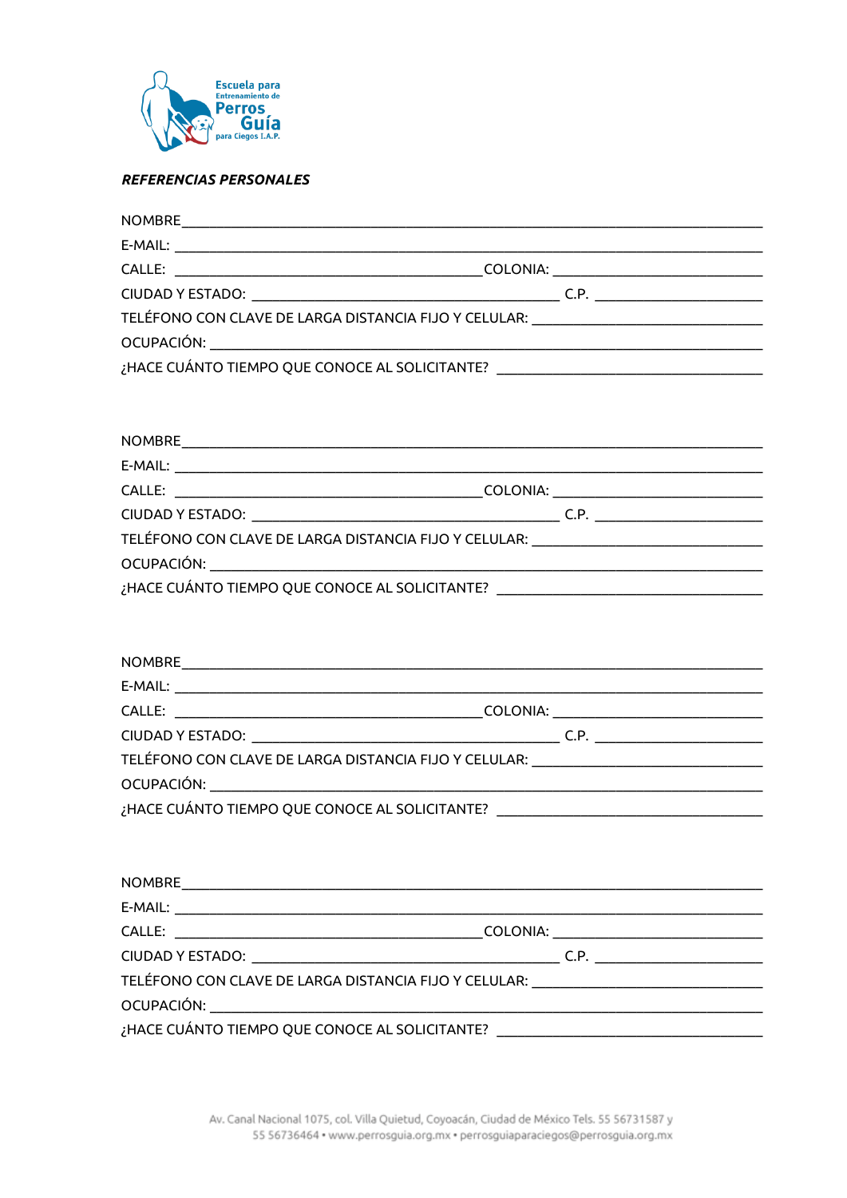***REFERENCIAS PERSONALES***

NOMBRE___________________________________________________________________________

E-MAIL: __________________________________________________________________________

CALLE: ______________________________________COLONIA: _____________________________

CIUDAD Y ESTADO: ____________________________________________ C.P. ________________________

TELÉFONO CON CLAVE DE LARGA DISTANCIA FIJO Y CELULAR: _________________________________

OCUPACIÓN: _______________________________________________________________________

¿HACE CUÁNTO TIEMPO QUE CONOCE AL SOLICITANTE? ______________________________________

NOMBRE___________________________________________________________________________

E-MAIL: __________________________________________________________________________

CALLE: ______________________________________COLONIA: _____________________________

CIUDAD Y ESTADO: ____________________________________________ C.P. ________________________

TELÉFONO CON CLAVE DE LARGA DISTANCIA FIJO Y CELULAR: _________________________________

OCUPACIÓN: _______________________________________________________________________

¿HACE CUÁNTO TIEMPO QUE CONOCE AL SOLICITANTE? ______________________________________

NOMBRE___________________________________________________________________________

E-MAIL: __________________________________________________________________________

CALLE: ______________________________________COLONIA: _____________________________

CIUDAD Y ESTADO: ____________________________________________ C.P. ________________________

TELÉFONO CON CLAVE DE LARGA DISTANCIA FIJO Y CELULAR: _________________________________

OCUPACIÓN: _______________________________________________________________________

¿HACE CUÁNTO TIEMPO QUE CONOCE AL SOLICITANTE? ______________________________________

NOMBRE___________________________________________________________________________

E-MAIL: __________________________________________________________________________

CALLE: ______________________________________COLONIA: _____________________________

CIUDAD Y ESTADO: ____________________________________________ C.P. ________________________

TELÉFONO CON CLAVE DE LARGA DISTANCIA FIJO Y CELULAR: _________________________________

OCUPACIÓN: _______________________________________________________________________

¿HACE CUÁNTO TIEMPO QUE CONOCE AL SOLICITANTE? ______________________________________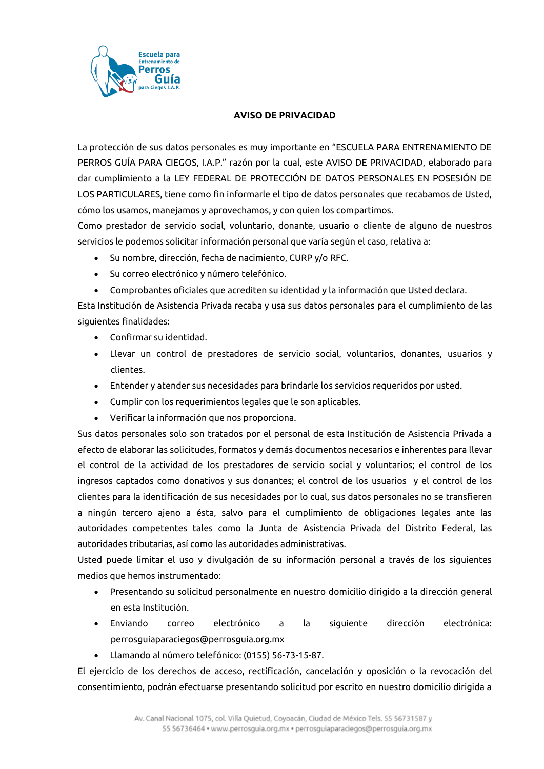# AVISO DE PRIVACIDAD

La protección de sus datos personales es muy importante en "ESCUELA PARA ENTRENAMIENTO DE PERROS GUÍA PARA CIEGOS, I.A.P." razón por la cual, este AVISO DE PRIVACIDAD, elaborado para dar cumplimiento a la LEY FEDERAL DE PROTECCIÓN DE DATOS PERSONALES EN POSESIÓN DE LOS PARTICULARES, tiene como fin informarle el tipo de datos personales que recabamos de Usted, cómo los usamos, manejamos y aprovechamos, y con quien los compartimos.

Como prestador de servicio social, voluntario, donante, usuario o cliente de alguno de nuestros servicios le podemos solicitar información personal que varía según el caso, relativa a:

- Su nombre, dirección, fecha de nacimiento, CURP y/o RFC.
- Su correo electrónico y número telefónico.
- Comprobantes oficiales que acrediten su identidad y la información que Usted declara.

Esta Institución de Asistencia Privada recaba y usa sus datos personales para el cumplimiento de las siguientes finalidades:

- Confirmar su identidad.
- Llevar un control de prestadores de servicio social, voluntarios, donantes, usuarios y clientes.
- Entender y atender sus necesidades para brindarle los servicios requeridos por usted.
- Cumplir con los requerimientos legales que le son aplicables.
- Verificar la información que nos proporciona.

Sus datos personales solo son tratados por el personal de esta Institución de Asistencia Privada a efecto de elaborar las solicitudes, formatos y demás documentos necesarios e inherentes para llevar el control de la actividad de los prestadores de servicio social y voluntarios; el control de los ingresos captados como donativos y sus donantes; el control de los usuarios y el control de los clientes para la identificación de sus necesidades por lo cual, sus datos personales no se transfieren a ningún tercero ajeno a ésta, salvo para el cumplimiento de obligaciones legales ante las autoridades competentes tales como la Junta de Asistencia Privada del Distrito Federal, las autoridades tributarias, así como las autoridades administrativas.

Usted puede limitar el uso y divulgación de su información personal a través de los siguientes medios que hemos instrumentado:

- Presentando su solicitud personalmente en nuestro domicilio dirigido a la dirección general en esta Institución.
- Enviando correo electrónico a la siguiente dirección electrónica: perrosguiaparaciegos@perrosguia.org.mx
- Llamando al número telefónico: (0155) 56-73-15-87.

El ejercicio de los derechos de acceso, rectificación, cancelación y oposición o la revocación del consentimiento, podrán efectuarse presentando solicitud por escrito en nuestro domicilio dirigida a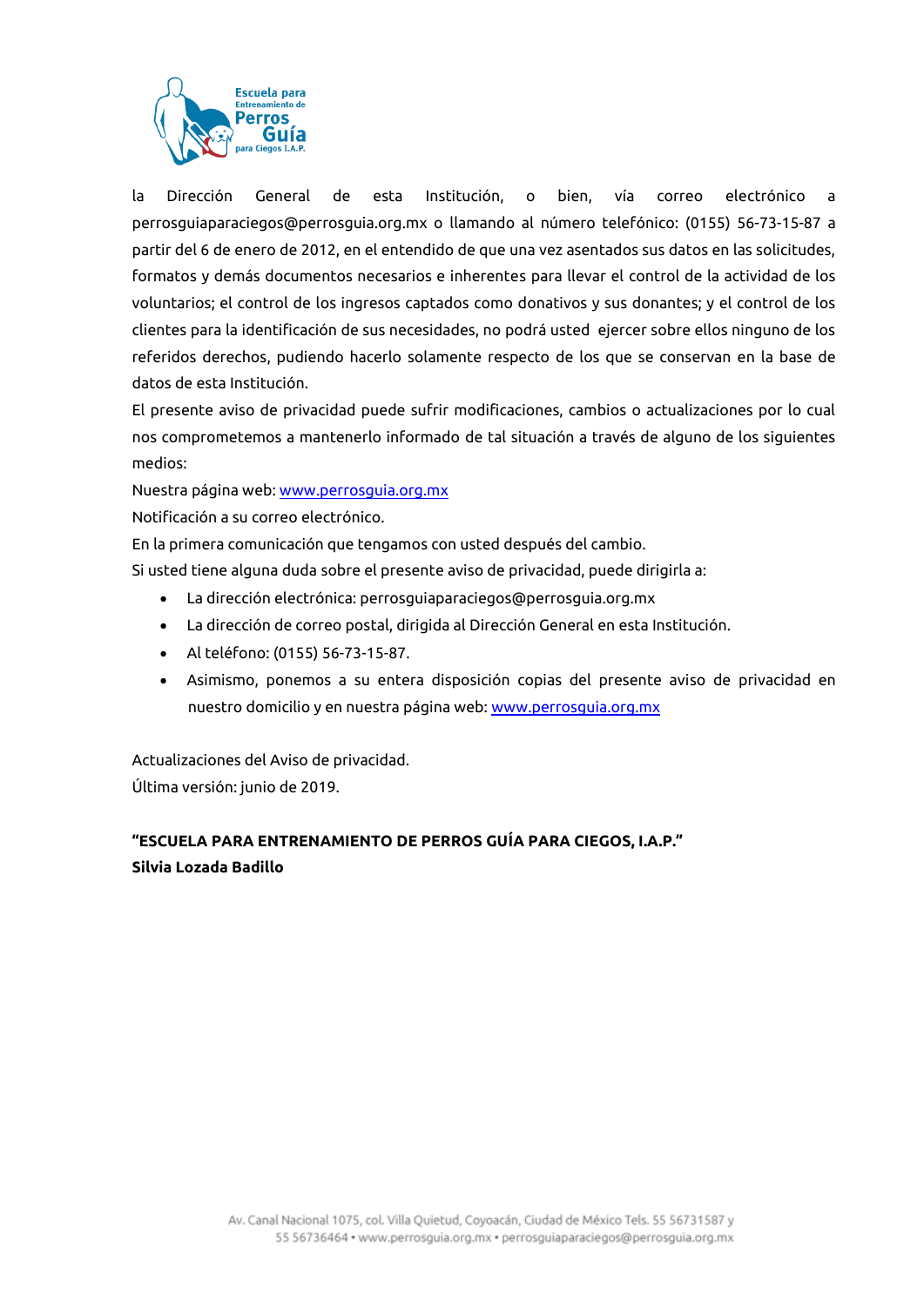la Dirección General de esta Institución, o bien, vía correo electrónico a perrosguiaparaciegos@perrosguia.org.mx o llamando al número telefónico: (0155) 56-73-15-87 a partir del 6 de enero de 2012, en el entendido de que una vez asentados sus datos en las solicitudes, formatos y demás documentos necesarios e inherentes para llevar el control de la actividad de los voluntarios; el control de los ingresos captados como donativos y sus donantes; y el control de los clientes para la identificación de sus necesidades, no podrá usted ejercer sobre ellos ninguno de los referidos derechos, pudiendo hacerlo solamente respecto de los que se conservan en la base de datos de esta Institución.

El presente aviso de privacidad puede sufrir modificaciones, cambios o actualizaciones por lo cual nos comprometemos a mantenerlo informado de tal situación a través de alguno de los siguientes medios:

Nuestra página web: [www.perrosguia.org.mx](http://www.perrosguia.org.mx)

Notificación a su correo electrónico.

En la primera comunicación que tengamos con usted después del cambio.

Si usted tiene alguna duda sobre el presente aviso de privacidad, puede dirigirla a:

- La dirección electrónica: perrosguiaparaciegos@perrosguia.org.mx
- La dirección de correo postal, dirigida al Dirección General en esta Institución.
- Al teléfono: (0155) 56-73-15-87.
- Asimismo, ponemos a su entera disposición copias del presente aviso de privacidad en nuestro domicilio y en nuestra página web: [www.perrosguia.org.mx](http://www.perrosguia.org.mx)

Actualizaciones del Aviso de privacidad.

Última versión: junio de 2019.

**"ESCUELA PARA ENTRENAMIENTO DE PERROS GUÍA PARA CIEGOS, I.A.P."**
**Silvia Lozada Badillo**